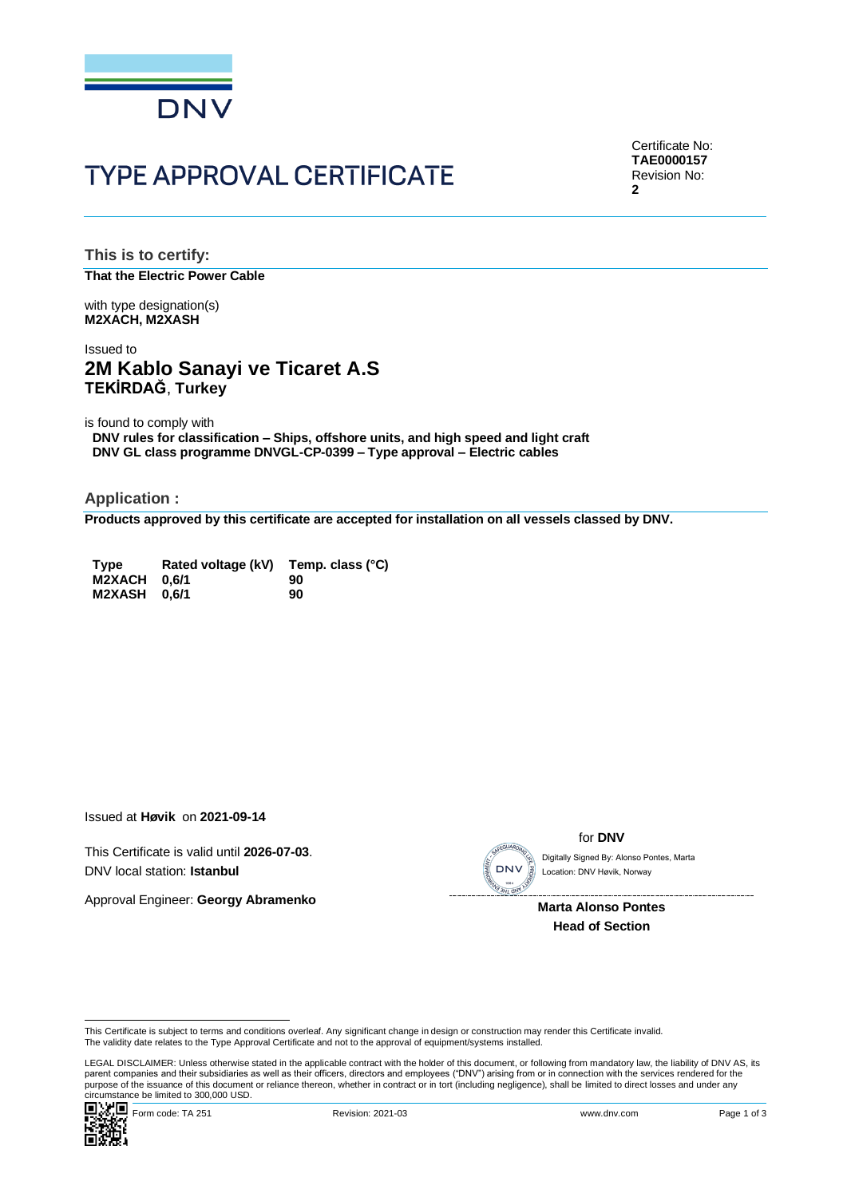DNV

# TYPE APPROVAL CERTIFICATE

Certificate No:
**TAE0000157**
Revision No:
**2**

## This is to certify:

**That the Electric Power Cable**

with type designation(s)
**M2XACH, M2XASH**

Issued to
## 2M Kablo Sanayi ve Ticaret A.S
**TEKİRDAĞ**, **Turkey**

is found to comply with
**DNV rules for classification – Ships, offshore units, and high speed and light craft**
**DNV GL class programme DNVGL-CP-0399 – Type approval – Electric cables**

## Application :

**Products approved by this certificate are accepted for installation on all vessels classed by DNV.**

| Type | Rated voltage (kV) | Temp. class (°C) |
|---|---|---|
| M2XACH | 0,6/1 | 90 |
| M2XASH | 0,6/1 | 90 |

Issued at **Høvik** on **2021-09-14**

This Certificate is valid until **2026-07-03**.
DNV local station: **Istanbul**

Approval Engineer: **Georgy Abramenko**

for **DNV**

Digitally Signed By: Alonso Pontes, Marta
Location: DNV Høvik, Norway

**Marta Alonso Pontes**
**Head of Section**

This Certificate is subject to terms and conditions overleaf. Any significant change in design or construction may render this Certificate invalid.
The validity date relates to the Type Approval Certificate and not to the approval of equipment/systems installed.

LEGAL DISCLAIMER: Unless otherwise stated in the applicable contract with the holder of this document, or following from mandatory law, the liability of DNV AS, its parent companies and their subsidiaries as well as their officers, directors and employees ("DNV") arising from or in connection with the services rendered for the purpose of the issuance of this document or reliance thereon, whether in contract or in tort (including negligence), shall be limited to direct losses and under any circumstance be limited to 300,000 USD.

Form code: TA 251 Revision: 2021-03 www.dnv.com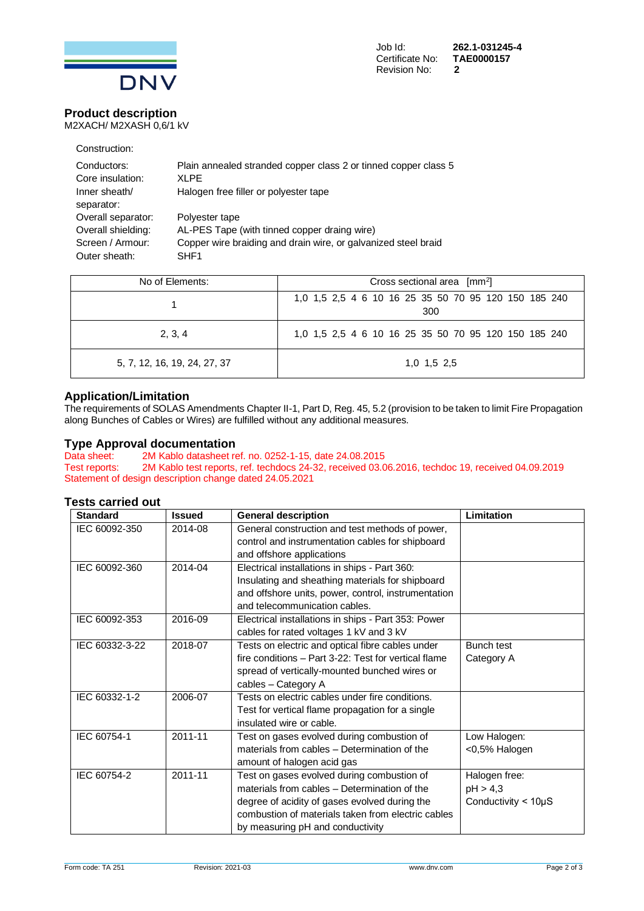Job Id: **262.1-031245-4**
Certificate No: **TAE0000157**
Revision No: **2**

## Product description

M2XACH/ M2XASH 0,6/1 kV

Construction:

| | |
|---|---|
| Conductors: | Plain annealed stranded copper class 2 or tinned copper class 5 |
| Core insulation: | XLPE |
| Inner sheath/ separator: | Halogen free filler or polyester tape |
| Overall separator: | Polyester tape |
| Overall shielding: | AL-PES Tape (with tinned copper draing wire) |
| Screen / Armour: | Copper wire braiding and drain wire, or galvanized steel braid |
| Outer sheath: | SHF1 |

| No of Elements: | Cross sectional area [mm$^2$] |
|---|---|
| 1 | 1,0 1,5 2,5 4 6 10 16 25 35 50 70 95 120 150 185 240 300 |
| 2, 3, 4 | 1,0 1,5 2,5 4 6 10 16 25 35 50 70 95 120 150 185 240 |
| 5, 7, 12, 16, 19, 24, 27, 37 | 1,0 1,5 2,5 |

## Application/Limitation

The requirements of SOLAS Amendments Chapter II-1, Part D, Reg. 45, 5.2 (provision to be taken to limit Fire Propagation along Bunches of Cables or Wires) are fulfilled without any additional measures.

## Type Approval documentation

Data sheet: 2M Kablo datasheet ref. no. 0252-1-15, date 24.08.2015
Test reports: 2M Kablo test reports, ref. techdocs 24-32, received 03.06.2016, techdoc 19, received 04.09.2019
Statement of design description change dated 24.05.2021

## Tests carried out

| Standard | Issued | General description | Limitation |
|---|---|---|---|
| IEC 60092-350 | 2014-08 | General construction and test methods of power, control and instrumentation cables for shipboard and offshore applications | |
| IEC 60092-360 | 2014-04 | Electrical installations in ships - Part 360: Insulating and sheathing materials for shipboard and offshore units, power, control, instrumentation and telecommunication cables. | |
| IEC 60092-353 | 2016-09 | Electrical installations in ships - Part 353: Power cables for rated voltages 1 kV and 3 kV | |
| IEC 60332-3-22 | 2018-07 | Tests on electric and optical fibre cables under fire conditions – Part 3-22: Test for vertical flame spread of vertically-mounted bunched wires or cables – Category A | Bunch test Category A |
| IEC 60332-1-2 | 2006-07 | Tests on electric cables under fire conditions. Test for vertical flame propagation for a single insulated wire or cable. | |
| IEC 60754-1 | 2011-11 | Test on gases evolved during combustion of materials from cables – Determination of the amount of halogen acid gas | Low Halogen: <0,5% Halogen |
| IEC 60754-2 | 2011-11 | Test on gases evolved during combustion of materials from cables – Determination of the degree of acidity of gases evolved during the combustion of materials taken from electric cables by measuring pH and conductivity | Halogen free: pH > 4,3 Conductivity < 10µS |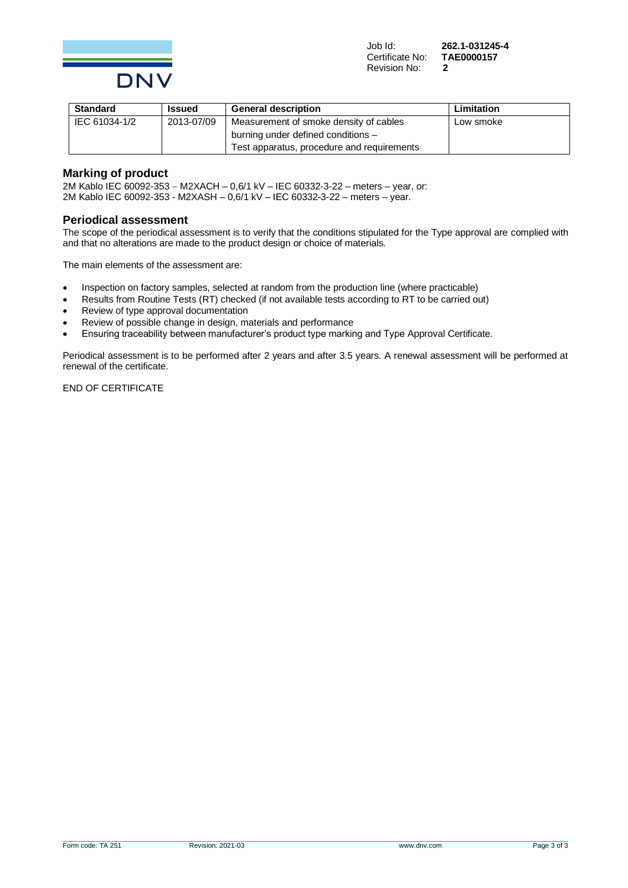Job Id: **262.1-031245-4**
Certificate No: **TAE0000157**
Revision No: **2**

| Standard | Issued | General description | Limitation |
|---|---|---|---|
| IEC 61034-1/2 | 2013-07/09 | Measurement of smoke density of cables burning under defined conditions – Test apparatus, procedure and requirements | Low smoke |

## Marking of product

2M Kablo IEC 60092-353 – M2XACH – 0,6/1 kV – IEC 60332-3-22 – meters – year, or:
2M Kablo IEC 60092-353 - M2XASH – 0,6/1 kV – IEC 60332-3-22 – meters – year.

## Periodical assessment

The scope of the periodical assessment is to verify that the conditions stipulated for the Type approval are complied with and that no alterations are made to the product design or choice of materials.

The main elements of the assessment are:

- Inspection on factory samples, selected at random from the production line (where practicable)
- Results from Routine Tests (RT) checked (if not available tests according to RT to be carried out)
- Review of type approval documentation
- Review of possible change in design, materials and performance
- Ensuring traceability between manufacturer's product type marking and Type Approval Certificate.

Periodical assessment is to be performed after 2 years and after 3.5 years. A renewal assessment will be performed at renewal of the certificate.

END OF CERTIFICATE